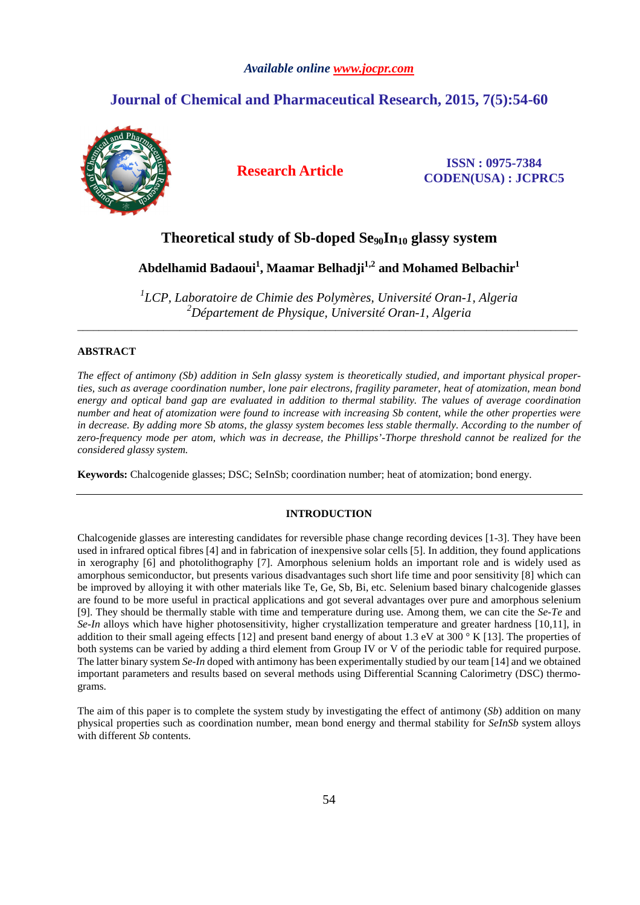*Available online www.jocpr.com*

**Journal of Chemical and Pharmaceutical Research, 2015, 7(5):54-60**

**Research Article**

**ISSN : 0975-7384**
**CODEN(USA) : JCPRC5**

# Theoretical study of Sb-doped $Se_{90}In_{10}$ glassy system

**Abdelhamid Badaoui[1], Maamar Belhadji[1,2] and Mohamed Belbachir[1]**

*[1]LCP, Laboratoire de Chimie des Polymères, Université Oran-1, Algeria*
*[2]Département de Physique, Université Oran-1, Algeria*

---

## ABSTRACT

*The effect of antimony (Sb) addition in SeIn glassy system is theoretically studied, and important physical properties, such as average coordination number, lone pair electrons, fragility parameter, heat of atomization, mean bond energy and optical band gap are evaluated in addition to thermal stability. The values of average coordination number and heat of atomization were found to increase with increasing Sb content, while the other properties were in decrease. By adding more Sb atoms, the glassy system becomes less stable thermally. According to the number of zero-frequency mode per atom, which was in decrease, the Phillips'-Thorpe threshold cannot be realized for the considered glassy system.*

**Keywords:** Chalcogenide glasses; DSC; SeInSb; coordination number; heat of atomization; bond energy.

---

## INTRODUCTION

Chalcogenide glasses are interesting candidates for reversible phase change recording devices [1-3]. They have been used in infrared optical fibres [4] and in fabrication of inexpensive solar cells [5]. In addition, they found applications in xerography [6] and photolithography [7]. Amorphous selenium holds an important role and is widely used as amorphous semiconductor, but presents various disadvantages such short life time and poor sensitivity [8] which can be improved by alloying it with other materials like Te, Ge, Sb, Bi, etc. Selenium based binary chalcogenide glasses are found to be more useful in practical applications and got several advantages over pure and amorphous selenium [9]. They should be thermally stable with time and temperature during use. Among them, we can cite the *Se-Te* and *Se-In* alloys which have higher photosensitivity, higher crystallization temperature and greater hardness [10,11], in addition to their small ageing effects [12] and present band energy of about 1.3 eV at 300 ° K [13]. The properties of both systems can be varied by adding a third element from Group IV or V of the periodic table for required purpose. The latter binary system *Se-In* doped with antimony has been experimentally studied by our team [14] and we obtained important parameters and results based on several methods using Differential Scanning Calorimetry (DSC) thermograms.

The aim of this paper is to complete the system study by investigating the effect of antimony (*Sb*) addition on many physical properties such as coordination number, mean bond energy and thermal stability for *SeInSb* system alloys with different *Sb* contents.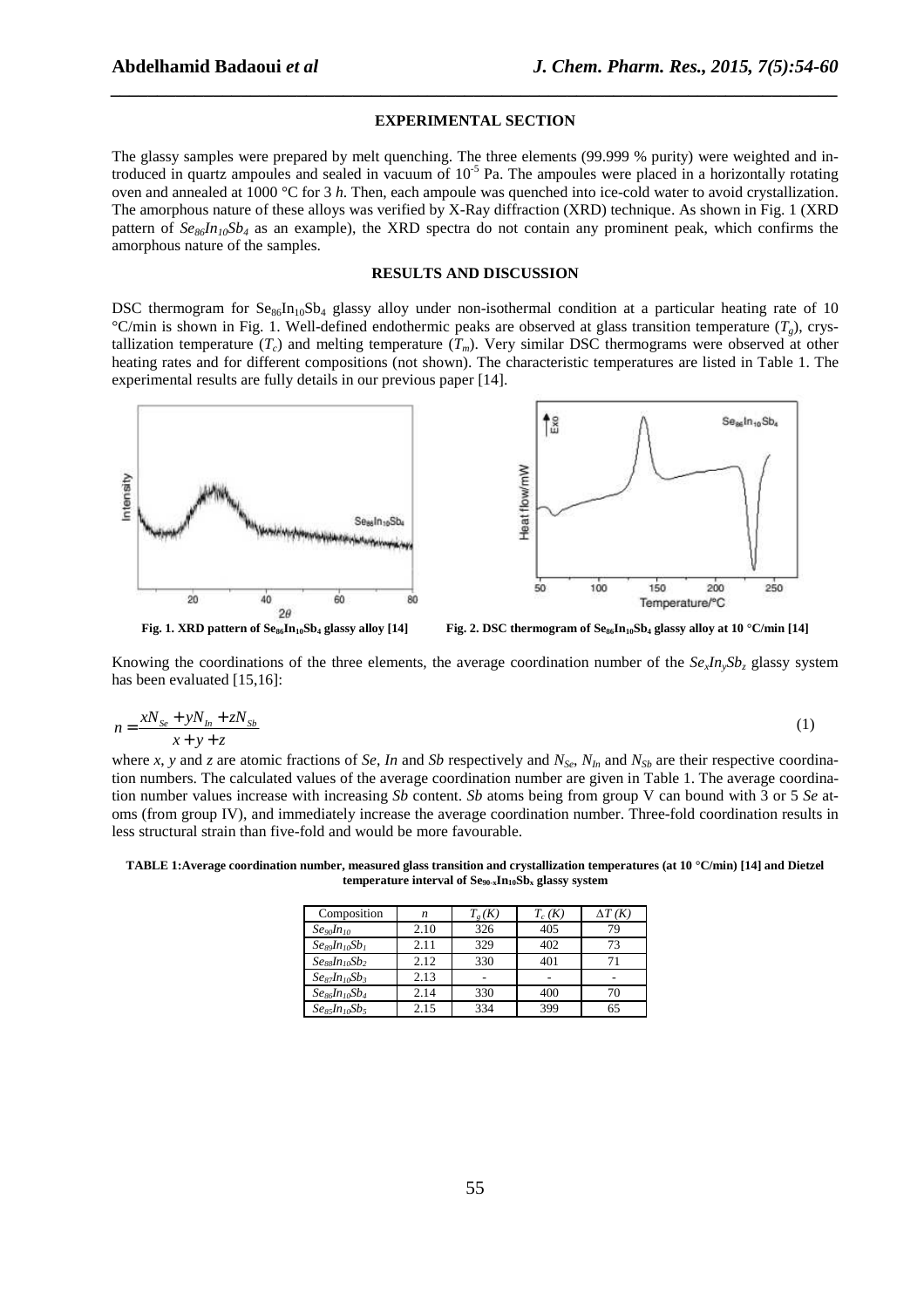## EXPERIMENTAL SECTION

The glassy samples were prepared by melt quenching. The three elements (99.999 % purity) were weighted and introduced in quartz ampoules and sealed in vacuum of $10^{-5}$ Pa. The ampoules were placed in a horizontally rotating oven and annealed at 1000 °C for 3 *h*. Then, each ampoule was quenched into ice-cold water to avoid crystallization. The amorphous nature of these alloys was verified by X-Ray diffraction (XRD) technique. As shown in Fig. 1 (XRD pattern of $Se_{86}In_{10}Sb_4$ as an example), the XRD spectra do not contain any prominent peak, which confirms the amorphous nature of the samples.

## RESULTS AND DISCUSSION

DSC thermogram for $Se_{86}In_{10}Sb_4$ glassy alloy under non-isothermal condition at a particular heating rate of 10 °C/min is shown in Fig. 1. Well-defined endothermic peaks are observed at glass transition temperature ($T_g$), crystallization temperature ($T_c$) and melting temperature ($T_m$). Very similar DSC thermograms were observed at other heating rates and for different compositions (not shown). The characteristic temperatures are listed in Table 1. The experimental results are fully details in our previous paper [14].

**Fig. 1. XRD pattern of $Se_{86}In_{10}Sb_4$ glassy alloy [14]**

**Fig. 2. DSC thermogram of $Se_{86}In_{10}Sb_4$ glassy alloy at 10 °C/min [14]**

Knowing the coordinations of the three elements, the average coordination number of the $Se_xIn_ySb_z$ glassy system has been evaluated [15,16]:

$$n = \frac{xN_{Se} + yN_{In} + zN_{Sb}}{x + y + z} \tag{1}$$

where *x*, *y* and *z* are atomic fractions of *Se*, *In* and *Sb* respectively and $N_{Se}$, $N_{In}$ and $N_{Sb}$ are their respective coordination numbers. The calculated values of the average coordination number are given in Table 1. The average coordination number values increase with increasing *Sb* content. *Sb* atoms being from group V can bound with 3 or 5 *Se* atoms (from group IV), and immediately increase the average coordination number. Three-fold coordination results in less structural strain than five-fold and would be more favourable.

**TABLE 1: Average coordination number, measured glass transition and crystallization temperatures (at 10 °C/min) [14] and Dietzel temperature interval of $Se_{90-x}In_{10}Sb_x$ glassy system**

| Composition | $n$ | $T_g$ (K) | $T_c$ (K) | $\Delta T$ (K) |
|---|---|---|---|---|
| $Se_{90}In_{10}$ | 2.10 | 326 | 405 | 79 |
| $Se_{89}In_{10}Sb_1$ | 2.11 | 329 | 402 | 73 |
| $Se_{88}In_{10}Sb_2$ | 2.12 | 330 | 401 | 71 |
| $Se_{87}In_{10}Sb_3$ | 2.13 | - | - | - |
| $Se_{86}In_{10}Sb_4$ | 2.14 | 330 | 400 | 70 |
| $Se_{85}In_{10}Sb_5$ | 2.15 | 334 | 399 | 65 |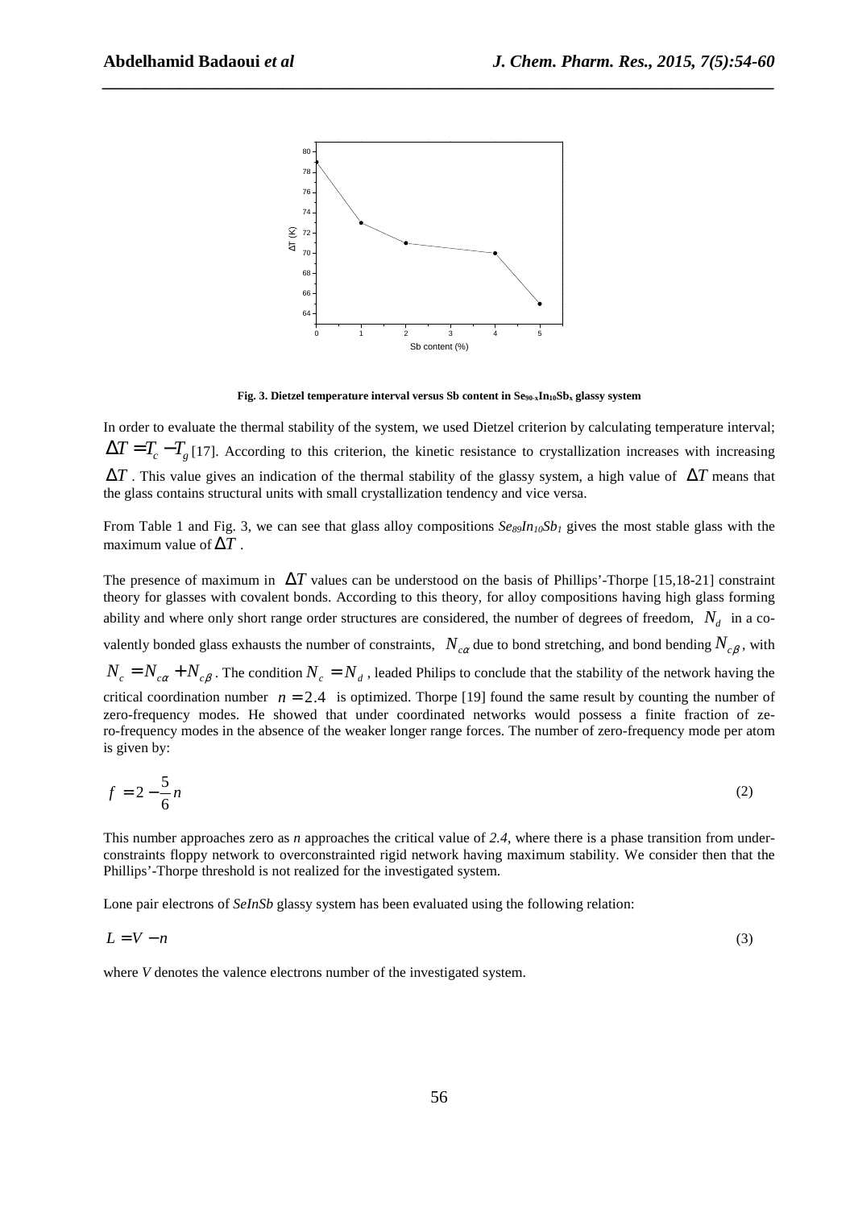Fig. 3. Dietzel temperature interval versus Sb content in $Se_{90-x}In_{10}Sb_x$ glassy system

In order to evaluate the thermal stability of the system, we used Dietzel criterion by calculating temperature interval; $\Delta T = T_c - T_g$ [17]. According to this criterion, the kinetic resistance to crystallization increases with increasing $\Delta T$. This value gives an indication of the thermal stability of the glassy system, a high value of $\Delta T$ means that the glass contains structural units with small crystallization tendency and vice versa.

From Table 1 and Fig. 3, we can see that glass alloy compositions $Se_{89}In_{10}Sb_1$ gives the most stable glass with the maximum value of $\Delta T$.

The presence of maximum in $\Delta T$ values can be understood on the basis of Phillips'-Thorpe [15,18-21] constraint theory for glasses with covalent bonds. According to this theory, for alloy compositions having high glass forming ability and where only short range order structures are considered, the number of degrees of freedom, $N_d$ in a covalently bonded glass exhausts the number of constraints, $N_{c\alpha}$ due to bond stretching, and bond bending $N_{c\beta}$, with $N_c = N_{c\alpha} + N_{c\beta}$. The condition $N_c = N_d$, leaded Philips to conclude that the stability of the network having the critical coordination number $n = 2.4$ is optimized. Thorpe [19] found the same result by counting the number of zero-frequency modes. He showed that under coordinated networks would possess a finite fraction of zero-frequency modes in the absence of the weaker longer range forces. The number of zero-frequency mode per atom is given by:

$$f = 2 - \frac{5}{6}n \tag{2}$$

This number approaches zero as *n* approaches the critical value of *2.4*, where there is a phase transition from under-constraints floppy network to overconstrainted rigid network having maximum stability. We consider then that the Phillips'-Thorpe threshold is not realized for the investigated system.

Lone pair electrons of *SeInSb* glassy system has been evaluated using the following relation:

$$L = V - n \tag{3}$$

where *V* denotes the valence electrons number of the investigated system.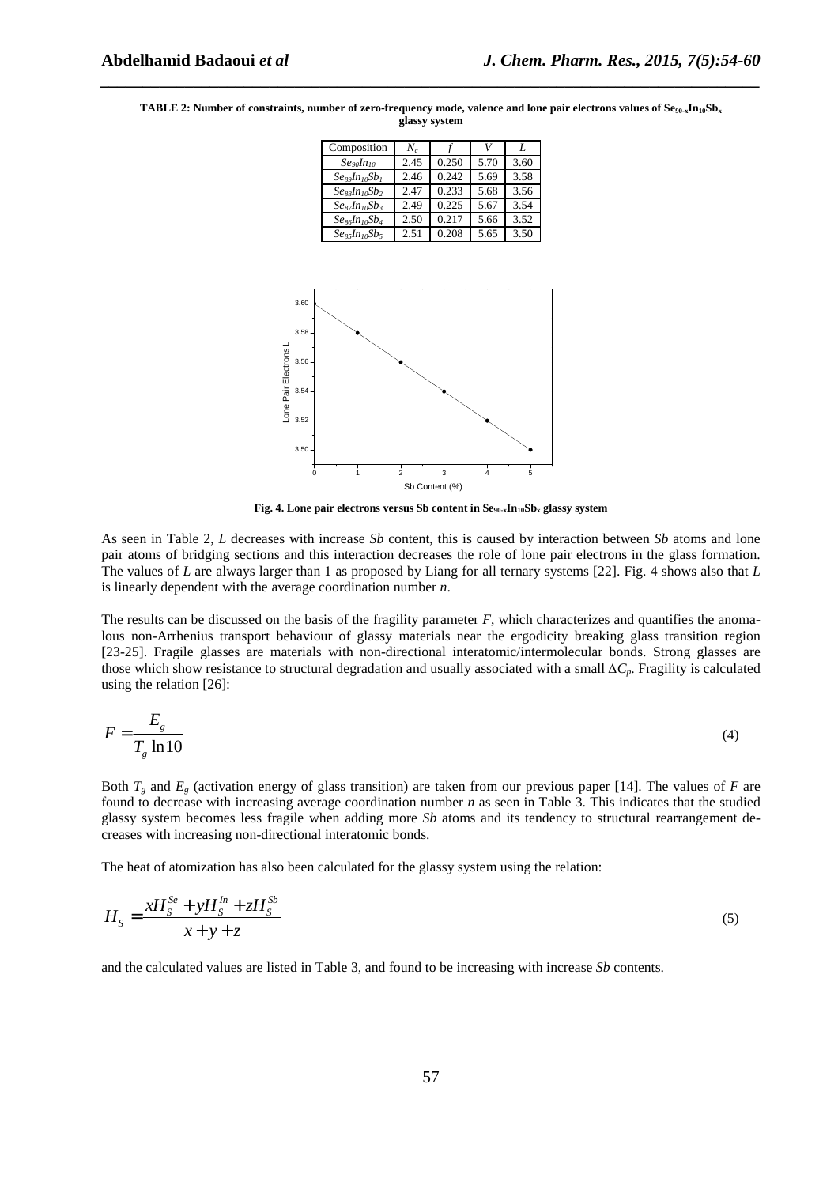**TABLE 2: Number of constraints, number of zero-frequency mode, valence and lone pair electrons values of $Se_{90-x}In_{10}Sb_x$ glassy system**

| Composition | $N_c$ | $f$ | $V$ | $L$ |
|---|---|---|---|---|
| $Se_{90}In_{10}$ | 2.45 | 0.250 | 5.70 | 3.60 |
| $Se_{89}In_{10}Sb_1$ | 2.46 | 0.242 | 5.69 | 3.58 |
| $Se_{88}In_{10}Sb_2$ | 2.47 | 0.233 | 5.68 | 3.56 |
| $Se_{87}In_{10}Sb_3$ | 2.49 | 0.225 | 5.67 | 3.54 |
| $Se_{86}In_{10}Sb_4$ | 2.50 | 0.217 | 5.66 | 3.52 |
| $Se_{85}In_{10}Sb_5$ | 2.51 | 0.208 | 5.65 | 3.50 |

**Fig. 4. Lone pair electrons versus Sb content in $Se_{90-x}In_{10}Sb_x$ glassy system**

As seen in Table 2, *L* decreases with increase *Sb* content, this is caused by interaction between *Sb* atoms and lone pair atoms of bridging sections and this interaction decreases the role of lone pair electrons in the glass formation. The values of *L* are always larger than 1 as proposed by Liang for all ternary systems [22]. Fig. 4 shows also that *L* is linearly dependent with the average coordination number *n*.

The results can be discussed on the basis of the fragility parameter *F*, which characterizes and quantifies the anomalous non-Arrhenius transport behaviour of glassy materials near the ergodicity breaking glass transition region [23-25]. Fragile glasses are materials with non-directional interatomic/intermolecular bonds. Strong glasses are those which show resistance to structural degradation and usually associated with a small $\Delta C_p$. Fragility is calculated using the relation [26]:

$$F = \frac{E_g}{T_g \ln 10} \tag{4}$$

Both $T_g$ and $E_g$ (activation energy of glass transition) are taken from our previous paper [14]. The values of *F* are found to decrease with increasing average coordination number *n* as seen in Table 3. This indicates that the studied glassy system becomes less fragile when adding more *Sb* atoms and its tendency to structural rearrangement decreases with increasing non-directional interatomic bonds.

The heat of atomization has also been calculated for the glassy system using the relation:

$$H_S = \frac{xH_S^{Se} + yH_S^{In} + zH_S^{Sb}}{x + y + z} \tag{5}$$

and the calculated values are listed in Table 3, and found to be increasing with increase *Sb* contents.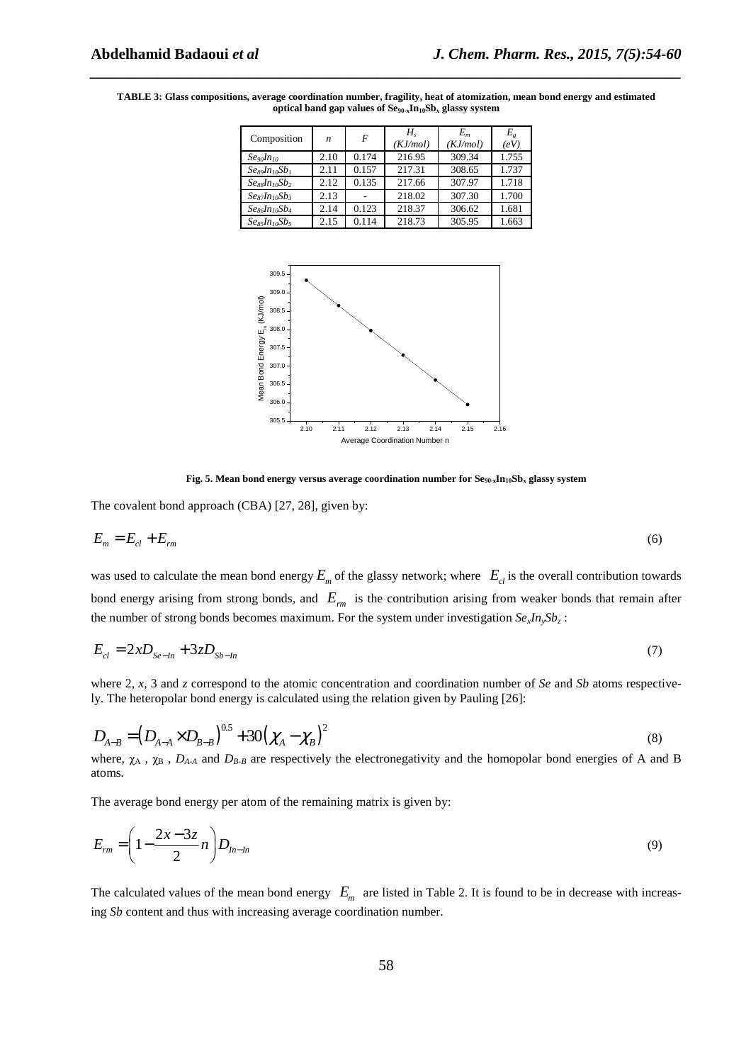**TABLE 3: Glass compositions, average coordination number, fragility, heat of atomization, mean bond energy and estimated optical band gap values of $Se_{90-x}In_{10}Sb_x$ glassy system**

| Composition | $n$ | $F$ | $H_s$ (KJ/mol) | $E_m$ (KJ/mol) | $E_g$ (eV) |
|---|---|---|---|---|---|
| $Se_{90}In_{10}$ | 2.10 | 0.174 | 216.95 | 309.34 | 1.755 |
| $Se_{89}In_{10}Sb_1$ | 2.11 | 0.157 | 217.31 | 308.65 | 1.737 |
| $Se_{88}In_{10}Sb_2$ | 2.12 | 0.135 | 217.66 | 307.97 | 1.718 |
| $Se_{87}In_{10}Sb_3$ | 2.13 | - | 218.02 | 307.30 | 1.700 |
| $Se_{86}In_{10}Sb_4$ | 2.14 | 0.123 | 218.37 | 306.62 | 1.681 |
| $Se_{85}In_{10}Sb_5$ | 2.15 | 0.114 | 218.73 | 305.95 | 1.663 |

**Fig. 5. Mean bond energy versus average coordination number for $Se_{90-x}In_{10}Sb_x$ glassy system**

The covalent bond approach (CBA) [27, 28], given by:

$$E_m = E_{cl} + E_{rm} \tag{6}$$

was used to calculate the mean bond energy $E_m$ of the glassy network; where $E_{cl}$ is the overall contribution towards bond energy arising from strong bonds, and $E_{rm}$ is the contribution arising from weaker bonds that remain after the number of strong bonds becomes maximum. For the system under investigation $Se_xIn_ySb_z$ :

$$E_{cl} = 2xD_{Se-In} + 3zD_{Sb-In} \tag{7}$$

where 2, $x$, 3 and $z$ correspond to the atomic concentration and coordination number of *Se* and *Sb* atoms respectively. The heteropolar bond energy is calculated using the relation given by Pauling [26]:

$$D_{A-B} = \left(D_{A-A} \times D_{B-B}\right)^{0.5} + 30\left(\chi_A - \chi_B\right)^2 \tag{8}$$

where, $\chi_A$ , $\chi_B$ , $D_{A-A}$ and $D_{B-B}$ are respectively the electronegativity and the homopolar bond energies of A and B atoms.

The average bond energy per atom of the remaining matrix is given by:

$$E_{rm} = \left(1 - \frac{2x - 3z}{2} n\right) D_{In-In} \tag{9}$$

The calculated values of the mean bond energy $E_m$ are listed in Table 2. It is found to be in decrease with increasing *Sb* content and thus with increasing average coordination number.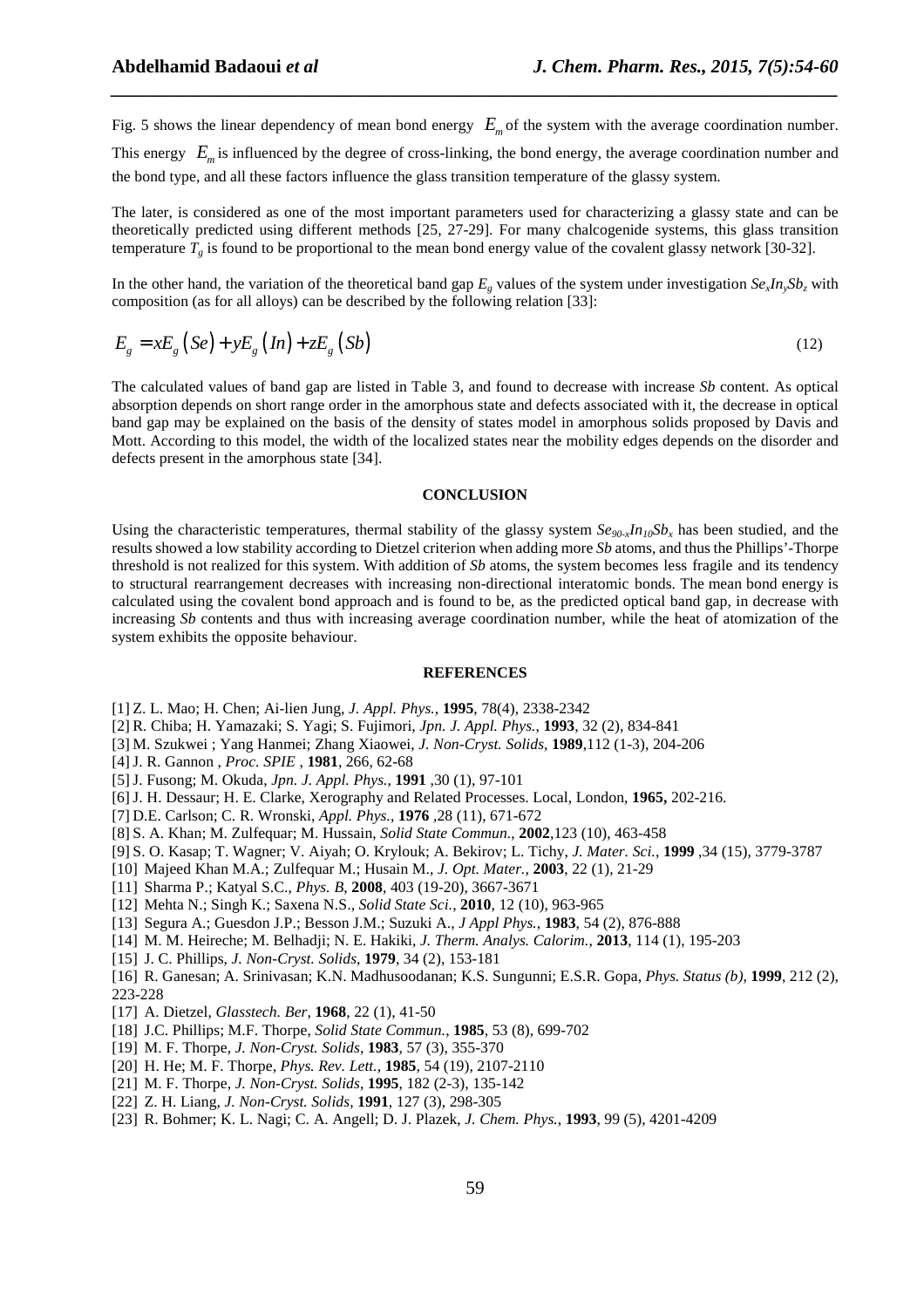Fig. 5 shows the linear dependency of mean bond energy $E_m$ of the system with the average coordination number. This energy $E_m$ is influenced by the degree of cross-linking, the bond energy, the average coordination number and the bond type, and all these factors influence the glass transition temperature of the glassy system.

The later, is considered as one of the most important parameters used for characterizing a glassy state and can be theoretically predicted using different methods [25, 27-29]. For many chalcogenide systems, this glass transition temperature $T_g$ is found to be proportional to the mean bond energy value of the covalent glassy network [30-32].

In the other hand, the variation of the theoretical band gap $E_g$ values of the system under investigation $Se_xIn_ySb_z$ with composition (as for all alloys) can be described by the following relation [33]:

$$E_g = xE_g(Se) + yE_g(In) + zE_g(Sb) \tag{12}$$

The calculated values of band gap are listed in Table 3, and found to decrease with increase *Sb* content. As optical absorption depends on short range order in the amorphous state and defects associated with it, the decrease in optical band gap may be explained on the basis of the density of states model in amorphous solids proposed by Davis and Mott. According to this model, the width of the localized states near the mobility edges depends on the disorder and defects present in the amorphous state [34].

## CONCLUSION

Using the characteristic temperatures, thermal stability of the glassy system $Se_{90-x}In_{10}Sb_x$ has been studied, and the results showed a low stability according to Dietzel criterion when adding more *Sb* atoms, and thus the Phillips'-Thorpe threshold is not realized for this system. With addition of *Sb* atoms, the system becomes less fragile and its tendency to structural rearrangement decreases with increasing non-directional interatomic bonds. The mean bond energy is calculated using the covalent bond approach and is found to be, as the predicted optical band gap, in decrease with increasing *Sb* contents and thus with increasing average coordination number, while the heat of atomization of the system exhibits the opposite behaviour.

## REFERENCES

[1] Z. L. Mao; H. Chen; Ai-lien Jung, *J. Appl. Phys.*, **1995**, 78(4), 2338-2342
[2] R. Chiba; H. Yamazaki; S. Yagi; S. Fujimori, *Jpn. J. Appl. Phys.*, **1993**, 32 (2), 834-841
[3] M. Szukwei ; Yang Hanmei; Zhang Xiaowei, *J. Non-Cryst. Solids*, **1989**,112 (1-3), 204-206
[4] J. R. Gannon , *Proc. SPIE* , **1981**, 266, 62-68
[5] J. Fusong; M. Okuda, *Jpn. J. Appl. Phys.*, **1991** ,30 (1), 97-101
[6] J. H. Dessaur; H. E. Clarke, Xerography and Related Processes. Local, London, **1965,** 202-216.
[7] D.E. Carlson; C. R. Wronski, *Appl. Phys.*, **1976** ,28 (11), 671-672
[8] S. A. Khan; M. Zulfequar; M. Hussain, *Solid State Commun.*, **2002**,123 (10), 463-458
[9] S. O. Kasap; T. Wagner; V. Aiyah; O. Krylouk; A. Bekirov; L. Tichy, *J. Mater. Sci.*, **1999** ,34 (15), 3779-3787
[10] Majeed Khan M.A.; Zulfequar M.; Husain M., *J. Opt. Mater.*, **2003**, 22 (1), 21-29
[11] Sharma P.; Katyal S.C., *Phys. B*, **2008**, 403 (19-20), 3667-3671
[12] Mehta N.; Singh K.; Saxena N.S., *Solid State Sci.*, **2010**, 12 (10), 963-965
[13] Segura A.; Guesdon J.P.; Besson J.M.; Suzuki A., *J Appl Phys.*, **1983**, 54 (2), 876-888
[14] M. M. Heireche; M. Belhadji; N. E. Hakiki, *J. Therm. Analys. Calorim.*, **2013**, 114 (1), 195-203
[15] J. C. Phillips, *J. Non-Cryst. Solids*, **1979**, 34 (2), 153-181
[16] R. Ganesan; A. Srinivasan; K.N. Madhusoodanan; K.S. Sungunni; E.S.R. Gopa, *Phys. Status (b)*, **1999**, 212 (2), 223-228
[17] A. Dietzel, *Glasstech. Ber*, **1968**, 22 (1), 41-50
[18] J.C. Phillips; M.F. Thorpe, *Solid State Commun.*, **1985**, 53 (8), 699-702
[19] M. F. Thorpe, *J. Non-Cryst. Solids*, **1983**, 57 (3), 355-370
[20] H. He; M. F. Thorpe, *Phys. Rev. Lett.*, **1985**, 54 (19), 2107-2110
[21] M. F. Thorpe, *J. Non-Cryst. Solids*, **1995**, 182 (2-3), 135-142
[22] Z. H. Liang, *J. Non-Cryst. Solids*, **1991**, 127 (3), 298-305
[23] R. Bohmer; K. L. Nagi; C. A. Angell; D. J. Plazek, *J. Chem. Phys.*, **1993**, 99 (5), 4201-4209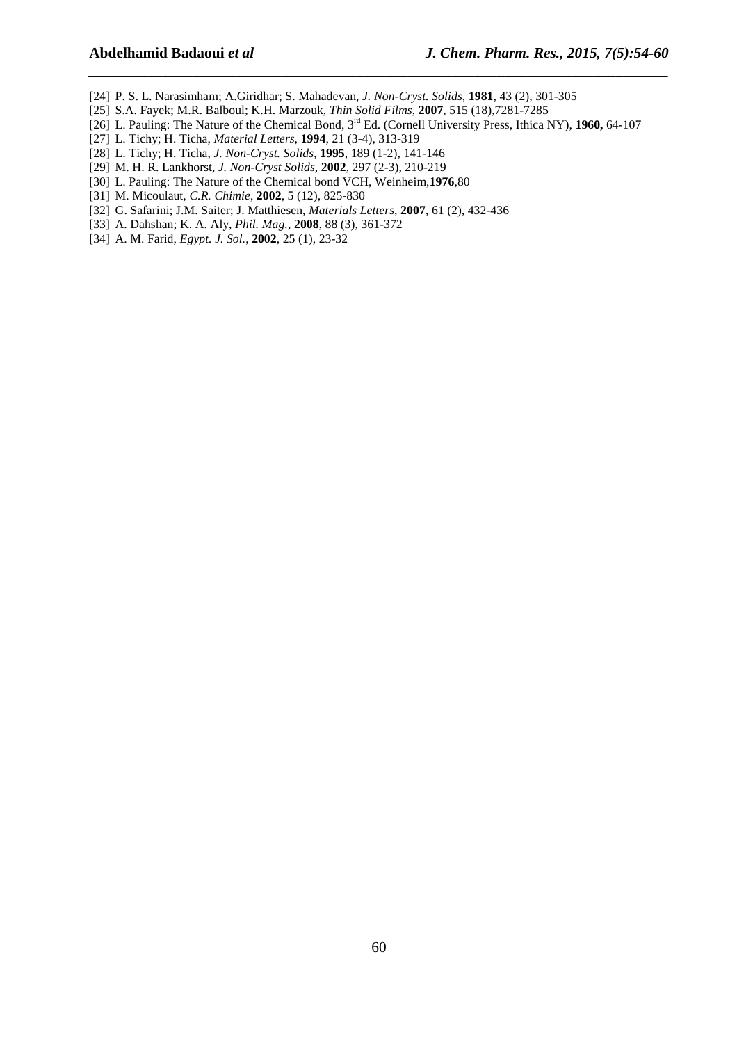[24] P. S. L. Narasimham; A.Giridhar; S. Mahadevan, *J. Non-Cryst. Solids*, **1981**, 43 (2), 301-305

[25] S.A. Fayek; M.R. Balboul; K.H. Marzouk, *Thin Solid Films*, **2007**, 515 (18),7281-7285

[26] L. Pauling: The Nature of the Chemical Bond, 3rd Ed. (Cornell University Press, Ithica NY), **1960,** 64-107

[27] L. Tichy; H. Ticha, *Material Letters*, **1994**, 21 (3-4), 313-319

[28] L. Tichy; H. Ticha, *J. Non-Cryst. Solids*, **1995**, 189 (1-2), 141-146

[29] M. H. R. Lankhorst, *J. Non-Cryst Solids*, **2002**, 297 (2-3), 210-219

[30] L. Pauling: The Nature of the Chemical bond VCH, Weinheim,**1976**,80

[31] M. Micoulaut, *C.R. Chimie*, **2002**, 5 (12), 825-830

[32] G. Safarini; J.M. Saiter; J. Matthiesen, *Materials Letters*, **2007**, 61 (2), 432-436

[33] A. Dahshan; K. A. Aly, *Phil. Mag.*, **2008**, 88 (3), 361-372

[34] A. M. Farid, *Egypt. J. Sol.*, **2002**, 25 (1), 23-32